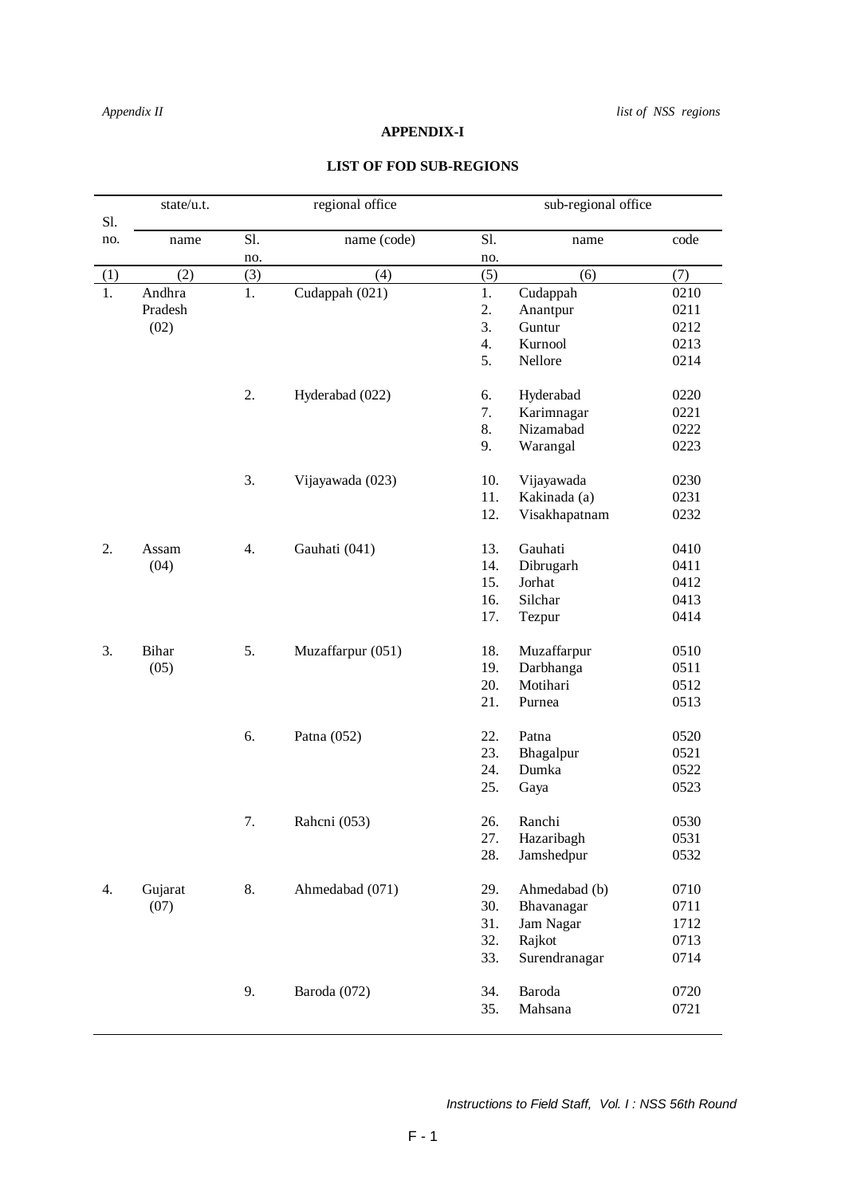## APPENDIX-I

## LIST OF FOD SUB-REGIONS

| Sl. | state/u.t. | regional office | | sub-regional office | | |
|---|---|---|---|---|---|---|
| no. | name | Sl. no. | name (code) | Sl. no. | name | code |
| (1) | (2) | (3) | (4) | (5) | (6) | (7) |
| 1. | Andhra Pradesh (02) | 1. | Cudappah (021) | 1. | Cudappah | 0210 |
| | | | | 2. | Anantpur | 0211 |
| | | | | 3. | Guntur | 0212 |
| | | | | 4. | Kurnool | 0213 |
| | | | | 5. | Nellore | 0214 |
| | | 2. | Hyderabad (022) | 6. | Hyderabad | 0220 |
| | | | | 7. | Karimnagar | 0221 |
| | | | | 8. | Nizamabad | 0222 |
| | | | | 9. | Warangal | 0223 |
| | | 3. | Vijayawada (023) | 10. | Vijayawada | 0230 |
| | | | | 11. | Kakinada (a) | 0231 |
| | | | | 12. | Visakhapatnam | 0232 |
| 2. | Assam (04) | 4. | Gauhati (041) | 13. | Gauhati | 0410 |
| | | | | 14. | Dibrugarh | 0411 |
| | | | | 15. | Jorhat | 0412 |
| | | | | 16. | Silchar | 0413 |
| | | | | 17. | Tezpur | 0414 |
| 3. | Bihar (05) | 5. | Muzaffarpur (051) | 18. | Muzaffarpur | 0510 |
| | | | | 19. | Darbhanga | 0511 |
| | | | | 20. | Motihari | 0512 |
| | | | | 21. | Purnea | 0513 |
| | | 6. | Patna (052) | 22. | Patna | 0520 |
| | | | | 23. | Bhagalpur | 0521 |
| | | | | 24. | Dumka | 0522 |
| | | | | 25. | Gaya | 0523 |
| | | 7. | Rahcni (053) | 26. | Ranchi | 0530 |
| | | | | 27. | Hazaribagh | 0531 |
| | | | | 28. | Jamshedpur | 0532 |
| 4. | Gujarat (07) | 8. | Ahmedabad (071) | 29. | Ahmedabad (b) | 0710 |
| | | | | 30. | Bhavanagar | 0711 |
| | | | | 31. | Jam Nagar | 1712 |
| | | | | 32. | Rajkot | 0713 |
| | | | | 33. | Surendranagar | 0714 |
| | | 9. | Baroda (072) | 34. | Baroda | 0720 |
| | | | | 35. | Mahsana | 0721 |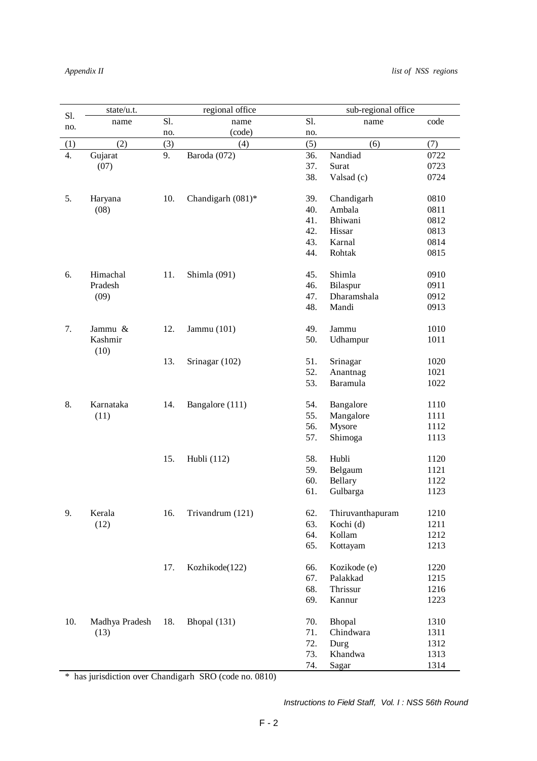| Sl. no. | state/u.t. | regional office | | sub-regional office | | |
|---|---|---|---|---|---|---|
| | name | Sl. no. | name (code) | Sl. no. | name | code |
| (1) | (2) | (3) | (4) | (5) | (6) | (7) |
| 4. | Gujarat (07) | 9. | Baroda (072) | 36. | Nandiad | 0722 |
| | | | | 37. | Surat | 0723 |
| | | | | 38. | Valsad (c) | 0724 |
| 5. | Haryana (08) | 10. | Chandigarh (081)* | 39. | Chandigarh | 0810 |
| | | | | 40. | Ambala | 0811 |
| | | | | 41. | Bhiwani | 0812 |
| | | | | 42. | Hissar | 0813 |
| | | | | 43. | Karnal | 0814 |
| | | | | 44. | Rohtak | 0815 |
| 6. | Himachal Pradesh (09) | 11. | Shimla (091) | 45. | Shimla | 0910 |
| | | | | 46. | Bilaspur | 0911 |
| | | | | 47. | Dharamshala | 0912 |
| | | | | 48. | Mandi | 0913 |
| 7. | Jammu & Kashmir (10) | 12. | Jammu (101) | 49. | Jammu | 1010 |
| | | | | 50. | Udhampur | 1011 |
| | | 13. | Srinagar (102) | 51. | Srinagar | 1020 |
| | | | | 52. | Anantnag | 1021 |
| | | | | 53. | Baramula | 1022 |
| 8. | Karnataka (11) | 14. | Bangalore (111) | 54. | Bangalore | 1110 |
| | | | | 55. | Mangalore | 1111 |
| | | | | 56. | Mysore | 1112 |
| | | | | 57. | Shimoga | 1113 |
| | | 15. | Hubli (112) | 58. | Hubli | 1120 |
| | | | | 59. | Belgaum | 1121 |
| | | | | 60. | Bellary | 1122 |
| | | | | 61. | Gulbarga | 1123 |
| 9. | Kerala (12) | 16. | Trivandrum (121) | 62. | Thiruvanthapuram | 1210 |
| | | | | 63. | Kochi (d) | 1211 |
| | | | | 64. | Kollam | 1212 |
| | | | | 65. | Kottayam | 1213 |
| | | 17. | Kozhikode(122) | 66. | Kozikode (e) | 1220 |
| | | | | 67. | Palakkad | 1215 |
| | | | | 68. | Thrissur | 1216 |
| | | | | 69. | Kannur | 1223 |
| 10. | Madhya Pradesh (13) | 18. | Bhopal (131) | 70. | Bhopal | 1310 |
| | | | | 71. | Chindwara | 1311 |
| | | | | 72. | Durg | 1312 |
| | | | | 73. | Khandwa | 1313 |
| | | | | 74. | Sagar | 1314 |

* has jurisdiction over Chandigarh SRO (code no. 0810)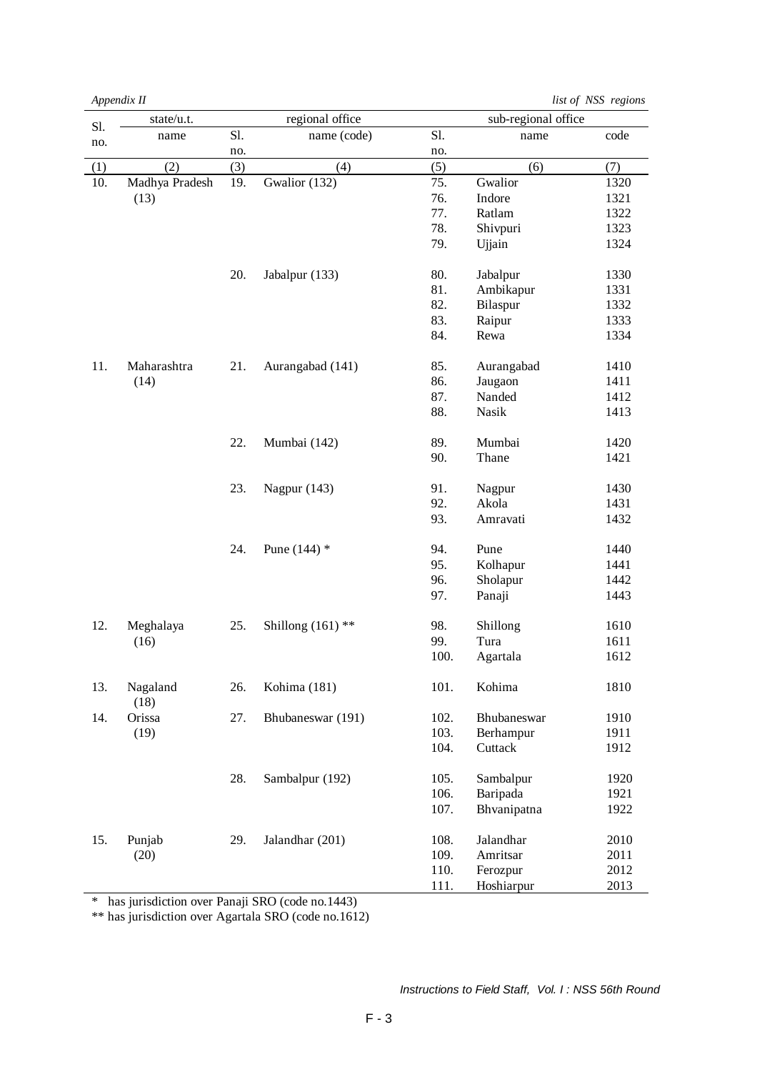*Appendix II* *list of NSS regions*

| Sl. no. | state/u.t. name | regional office Sl. no. | regional office name (code) | sub-regional office Sl. no. | sub-regional office name | sub-regional office code |
|---|---|---|---|---|---|---|
| (1) | (2) | (3) | (4) | (5) | (6) | (7) |
| 10. | Madhya Pradesh (13) | 19. | Gwalior (132) | 75. | Gwalior | 1320 |
| | | | | 76. | Indore | 1321 |
| | | | | 77. | Ratlam | 1322 |
| | | | | 78. | Shivpuri | 1323 |
| | | | | 79. | Ujjain | 1324 |
| | | 20. | Jabalpur (133) | 80. | Jabalpur | 1330 |
| | | | | 81. | Ambikapur | 1331 |
| | | | | 82. | Bilaspur | 1332 |
| | | | | 83. | Raipur | 1333 |
| | | | | 84. | Rewa | 1334 |
| 11. | Maharashtra (14) | 21. | Aurangabad (141) | 85. | Aurangabad | 1410 |
| | | | | 86. | Jaugaon | 1411 |
| | | | | 87. | Nanded | 1412 |
| | | | | 88. | Nasik | 1413 |
| | | 22. | Mumbai (142) | 89. | Mumbai | 1420 |
| | | | | 90. | Thane | 1421 |
| | | 23. | Nagpur (143) | 91. | Nagpur | 1430 |
| | | | | 92. | Akola | 1431 |
| | | | | 93. | Amravati | 1432 |
| | | 24. | Pune (144) * | 94. | Pune | 1440 |
| | | | | 95. | Kolhapur | 1441 |
| | | | | 96. | Sholapur | 1442 |
| | | | | 97. | Panaji | 1443 |
| 12. | Meghalaya (16) | 25. | Shillong (161) ** | 98. | Shillong | 1610 |
| | | | | 99. | Tura | 1611 |
| | | | | 100. | Agartala | 1612 |
| 13. | Nagaland (18) | 26. | Kohima (181) | 101. | Kohima | 1810 |
| 14. | Orissa (19) | 27. | Bhubaneswar (191) | 102. | Bhubaneswar | 1910 |
| | | | | 103. | Berhampur | 1911 |
| | | | | 104. | Cuttack | 1912 |
| | | 28. | Sambalpur (192) | 105. | Sambalpur | 1920 |
| | | | | 106. | Baripada | 1921 |
| | | | | 107. | Bhvanipatna | 1922 |
| 15. | Punjab (20) | 29. | Jalandhar (201) | 108. | Jalandhar | 2010 |
| | | | | 109. | Amritsar | 2011 |
| | | | | 110. | Ferozpur | 2012 |
| | | | | 111. | Hoshiarpur | 2013 |

\* has jurisdiction over Panaji SRO (code no.1443)

** has jurisdiction over Agartala SRO (code no.1612)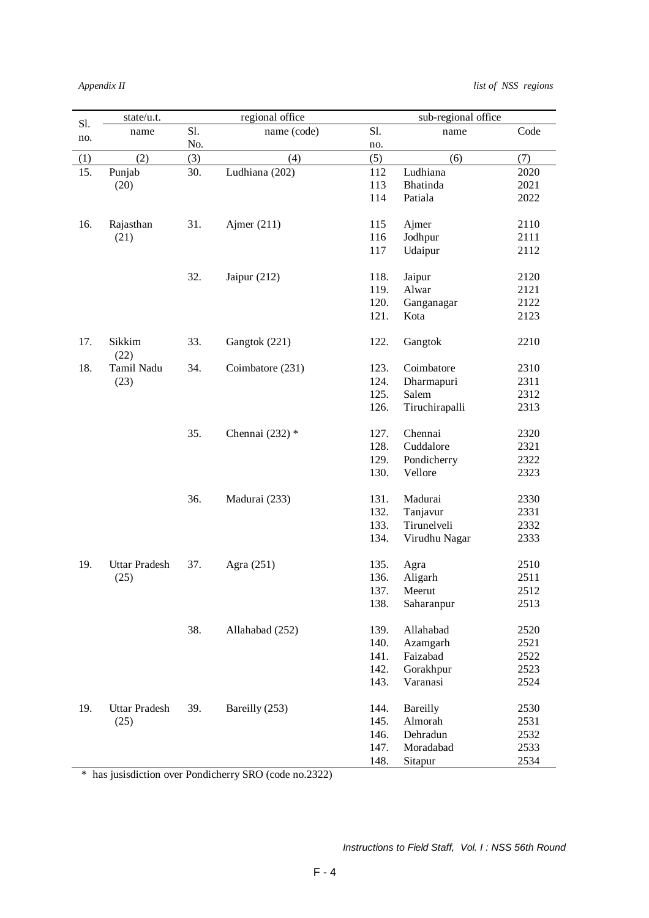*Appendix II* *list of NSS regions*

| Sl. no. | state/u.t. | | regional office | | sub-regional office | | |
|---|---|---|---|---|---|---|---|
| | name | Sl. No. | name (code) | Sl. no. | name | Code | |
| (1) | (2) | (3) | (4) | (5) | (6) | (7) | |
| 15. | Punjab (20) | 30. | Ludhiana (202) | 112 | Ludhiana | 2020 | |
| | | | | 113 | Bhatinda | 2021 | |
| | | | | 114 | Patiala | 2022 | |
| 16. | Rajasthan (21) | 31. | Ajmer (211) | 115 | Ajmer | 2110 | |
| | | | | 116 | Jodhpur | 2111 | |
| | | | | 117 | Udaipur | 2112 | |
| | | 32. | Jaipur (212) | 118. | Jaipur | 2120 | |
| | | | | 119. | Alwar | 2121 | |
| | | | | 120. | Ganganagar | 2122 | |
| | | | | 121. | Kota | 2123 | |
| 17. | Sikkim (22) | 33. | Gangtok (221) | 122. | Gangtok | 2210 | |
| 18. | Tamil Nadu (23) | 34. | Coimbatore (231) | 123. | Coimbatore | 2310 | |
| | | | | 124. | Dharmapuri | 2311 | |
| | | | | 125. | Salem | 2312 | |
| | | | | 126. | Tiruchirapalli | 2313 | |
| | | 35. | Chennai (232) * | 127. | Chennai | 2320 | |
| | | | | 128. | Cuddalore | 2321 | |
| | | | | 129. | Pondicherry | 2322 | |
| | | | | 130. | Vellore | 2323 | |
| | | 36. | Madurai (233) | 131. | Madurai | 2330 | |
| | | | | 132. | Tanjavur | 2331 | |
| | | | | 133. | Tirunelveli | 2332 | |
| | | | | 134. | Virudhu Nagar | 2333 | |
| 19. | Uttar Pradesh (25) | 37. | Agra (251) | 135. | Agra | 2510 | |
| | | | | 136. | Aligarh | 2511 | |
| | | | | 137. | Meerut | 2512 | |
| | | | | 138. | Saharanpur | 2513 | |
| | | 38. | Allahabad (252) | 139. | Allahabad | 2520 | |
| | | | | 140. | Azamgarh | 2521 | |
| | | | | 141. | Faizabad | 2522 | |
| | | | | 142. | Gorakhpur | 2523 | |
| | | | | 143. | Varanasi | 2524 | |
| 19. | Uttar Pradesh (25) | 39. | Bareilly (253) | 144. | Bareilly | 2530 | |
| | | | | 145. | Almorah | 2531 | |
| | | | | 146. | Dehradun | 2532 | |
| | | | | 147. | Moradabad | 2533 | |
| | | | | 148. | Sitapur | 2534 | |

\* has jusisdiction over Pondicherry SRO (code no.2322)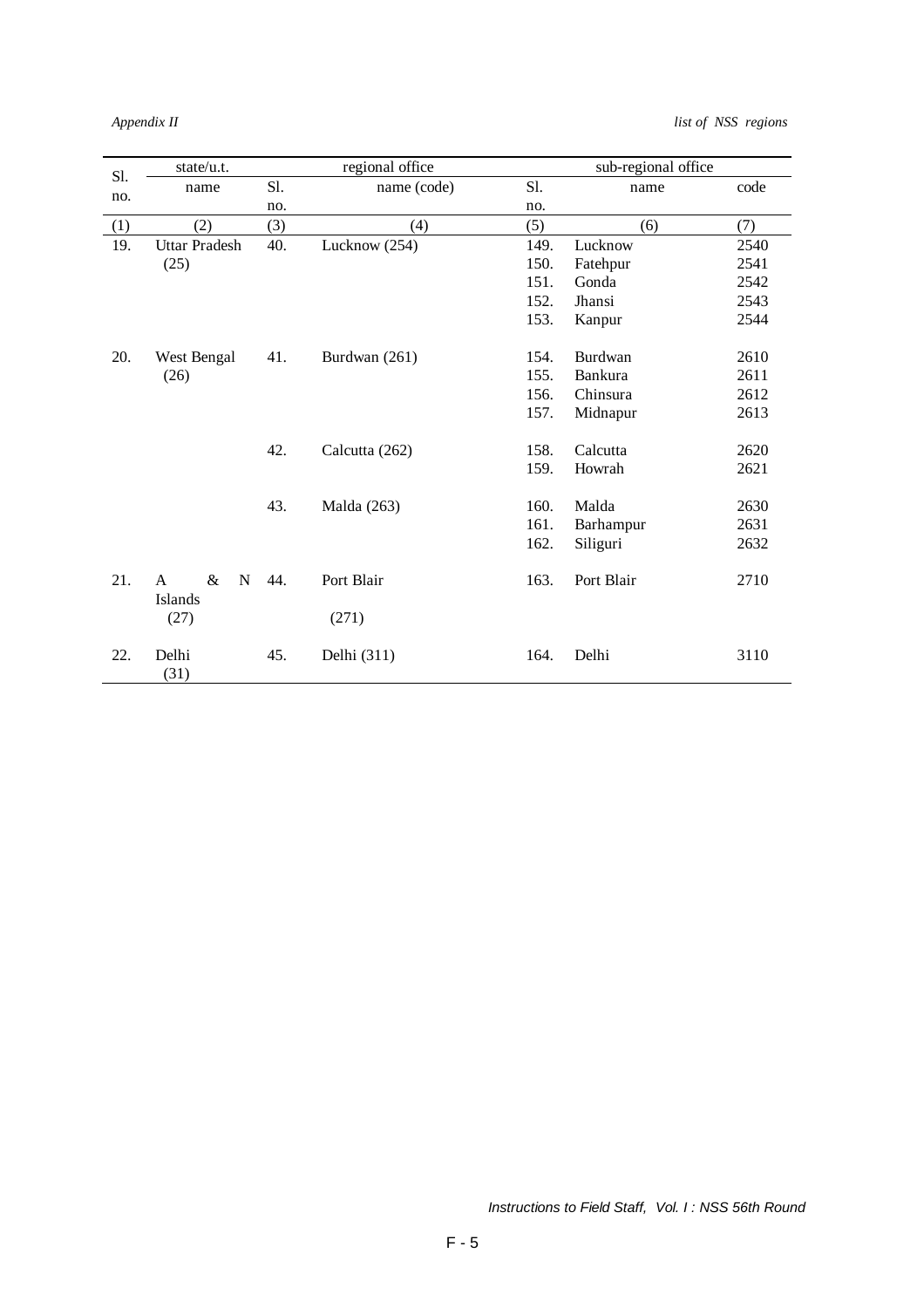| Sl. no. | state/u.t. | | regional office | | sub-regional office | | |
|---|---|---|---|---|---|---|---|
| | name | Sl. no. | name (code) | Sl. no. | name | code | |
| (1) | (2) | (3) | (4) | (5) | (6) | (7) | |
| 19. | Uttar Pradesh (25) | 40. | Lucknow (254) | 149. | Lucknow | 2540 | |
| | | | | 150. | Fatehpur | 2541 | |
| | | | | 151. | Gonda | 2542 | |
| | | | | 152. | Jhansi | 2543 | |
| | | | | 153. | Kanpur | 2544 | |
| 20. | West Bengal (26) | 41. | Burdwan (261) | 154. | Burdwan | 2610 | |
| | | | | 155. | Bankura | 2611 | |
| | | | | 156. | Chinsura | 2612 | |
| | | | | 157. | Midnapur | 2613 | |
| | | 42. | Calcutta (262) | 158. | Calcutta | 2620 | |
| | | | | 159. | Howrah | 2621 | |
| | | 43. | Malda (263) | 160. | Malda | 2630 | |
| | | | | 161. | Barhampur | 2631 | |
| | | | | 162. | Siliguri | 2632 | |
| 21. | A & N Islands (27) | 44. | Port Blair (271) | 163. | Port Blair | 2710 | |
| 22. | Delhi (31) | 45. | Delhi (311) | 164. | Delhi | 3110 | |